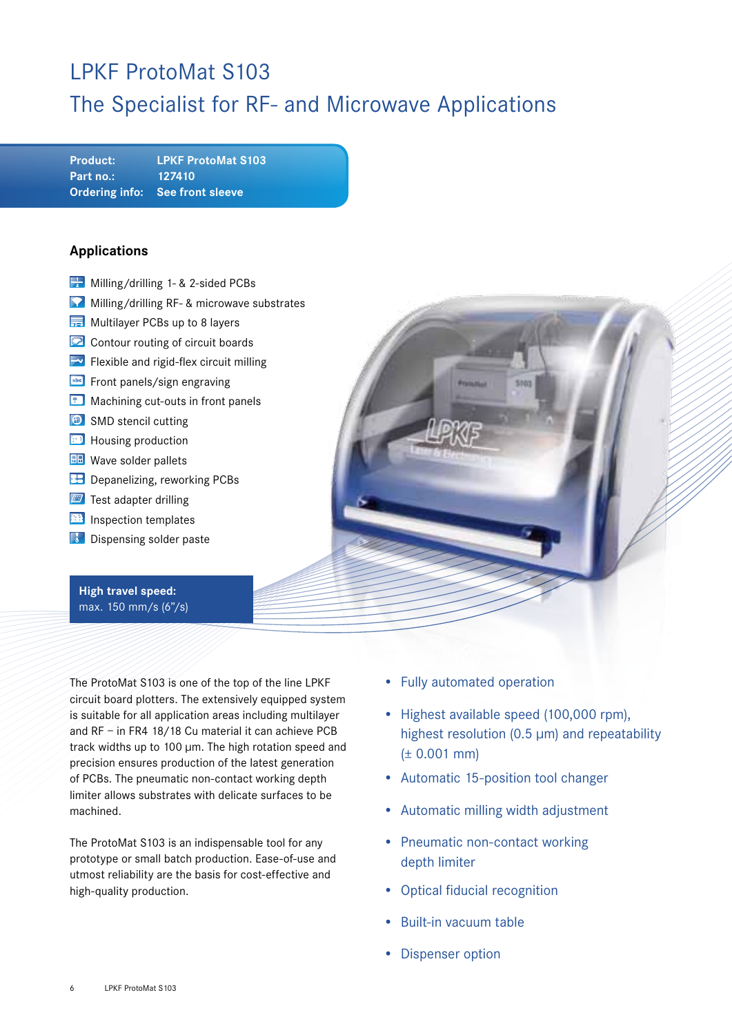# LPKF ProtoMat S103

## The Specialist for RF- and Microwave Applications

**Product:** LPKF ProtoMat S103
**Part no.:** 127410
**Ordering info:** See front sleeve

### Applications

- Milling/drilling 1- & 2-sided PCBs
- Milling/drilling RF- & microwave substrates
- Multilayer PCBs up to 8 layers
- Contour routing of circuit boards
- Flexible and rigid-flex circuit milling
- Front panels/sign engraving
- Machining cut-outs in front panels
- SMD stencil cutting
- Housing production
- Wave solder pallets
- Depanelizing, reworking PCBs
- Test adapter drilling
- Inspection templates
- Dispensing solder paste

**High travel speed:**
max. 150 mm/s (6"/s)

The ProtoMat S103 is one of the top of the line LPKF circuit board plotters. The extensively equipped system is suitable for all application areas including multilayer and RF – in FR4 18/18 Cu material it can achieve PCB track widths up to 100 µm. The high rotation speed and precision ensures production of the latest generation of PCBs. The pneumatic non-contact working depth limiter allows substrates with delicate surfaces to be machined.

The ProtoMat S103 is an indispensable tool for any prototype or small batch production. Ease-of-use and utmost reliability are the basis for cost-effective and high-quality production.

- Fully automated operation
- Highest available speed (100,000 rpm), highest resolution (0.5 µm) and repeatability (± 0.001 mm)
- Automatic 15-position tool changer
- Automatic milling width adjustment
- Pneumatic non-contact working depth limiter
- Optical fiducial recognition
- Built-in vacuum table
- Dispenser option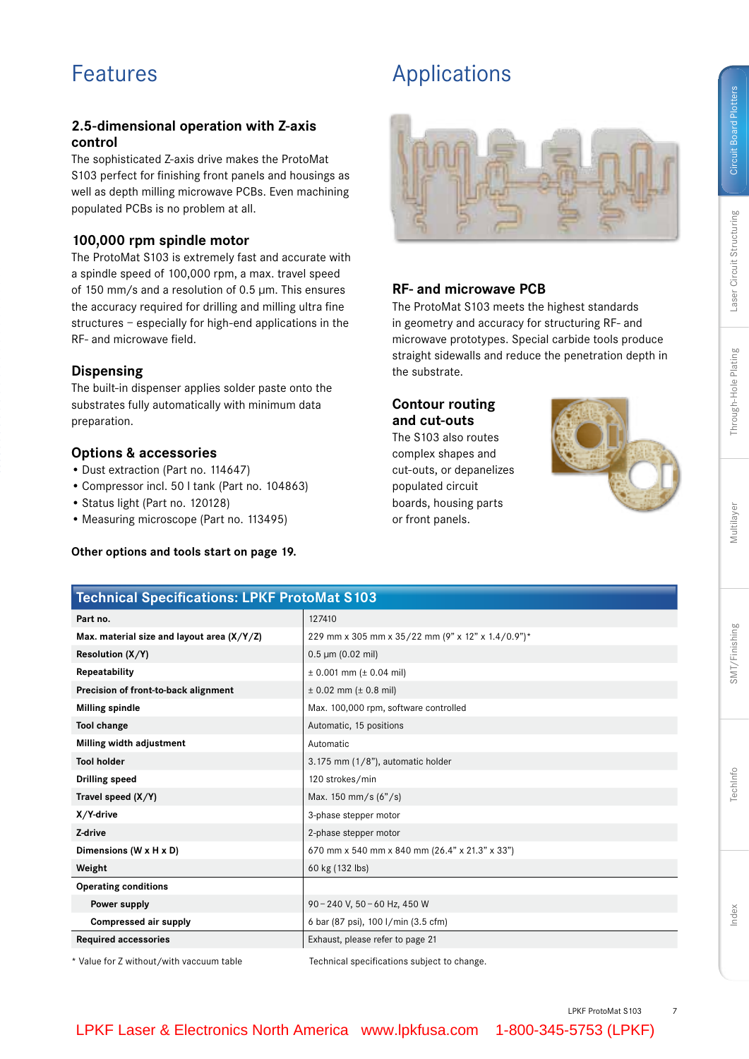# Features

### 2.5-dimensional operation with Z-axis control

The sophisticated Z-axis drive makes the ProtoMat S103 perfect for finishing front panels and housings as well as depth milling microwave PCBs. Even machining populated PCBs is no problem at all.

### 100,000 rpm spindle motor

The ProtoMat S103 is extremely fast and accurate with a spindle speed of 100,000 rpm, a max. travel speed of 150 mm/s and a resolution of 0.5 µm. This ensures the accuracy required for drilling and milling ultra fine structures – especially for high-end applications in the RF- and microwave field.

### Dispensing

The built-in dispenser applies solder paste onto the substrates fully automatically with minimum data preparation.

### Options & accessories

- Dust extraction (Part no. 114647)
- Compressor incl. 50 l tank (Part no. 104863)
- Status light (Part no. 120128)
- Measuring microscope (Part no. 113495)

**Other options and tools start on page 19.**

# Applications

### RF- and microwave PCB

The ProtoMat S103 meets the highest standards in geometry and accuracy for structuring RF- and microwave prototypes. Special carbide tools produce straight sidewalls and reduce the penetration depth in the substrate.

### Contour routing and cut-outs

The S103 also routes complex shapes and cut-outs, or depanelizes populated circuit boards, housing parts or front panels.

## Technical Specifications: LPKF ProtoMat S103

| | |
|---|---|
| **Part no.** | 127410 |
| **Max. material size and layout area (X/Y/Z)** | 229 mm x 305 mm x 35/22 mm (9” x 12” x 1.4/0.9”)* |
| **Resolution (X/Y)** | 0.5 µm (0.02 mil) |
| **Repeatability** | ± 0.001 mm (± 0.04 mil) |
| **Precision of front-to-back alignment** | ± 0.02 mm (± 0.8 mil) |
| **Milling spindle** | Max. 100,000 rpm, software controlled |
| **Tool change** | Automatic, 15 positions |
| **Milling width adjustment** | Automatic |
| **Tool holder** | 3.175 mm (1/8”), automatic holder |
| **Drilling speed** | 120 strokes/min |
| **Travel speed (X/Y)** | Max. 150 mm/s (6”/s) |
| **X/Y-drive** | 3-phase stepper motor |
| **Z-drive** | 2-phase stepper motor |
| **Dimensions (W x H x D)** | 670 mm x 540 mm x 840 mm (26.4” x 21.3” x 33”) |
| **Weight** | 60 kg (132 lbs) |
| **Operating conditions** | |
| **Power supply** | 90 – 240 V, 50 – 60 Hz, 450 W |
| **Compressed air supply** | 6 bar (87 psi), 100 l/min (3.5 cfm) |
| **Required accessories** | Exhaust, please refer to page 21 |

\* Value for Z without/with vaccuum table

Technical specifications subject to change.

LPKF Laser & Electronics North America www.lpkfusa.com 1-800-345-5753 (LPKF)